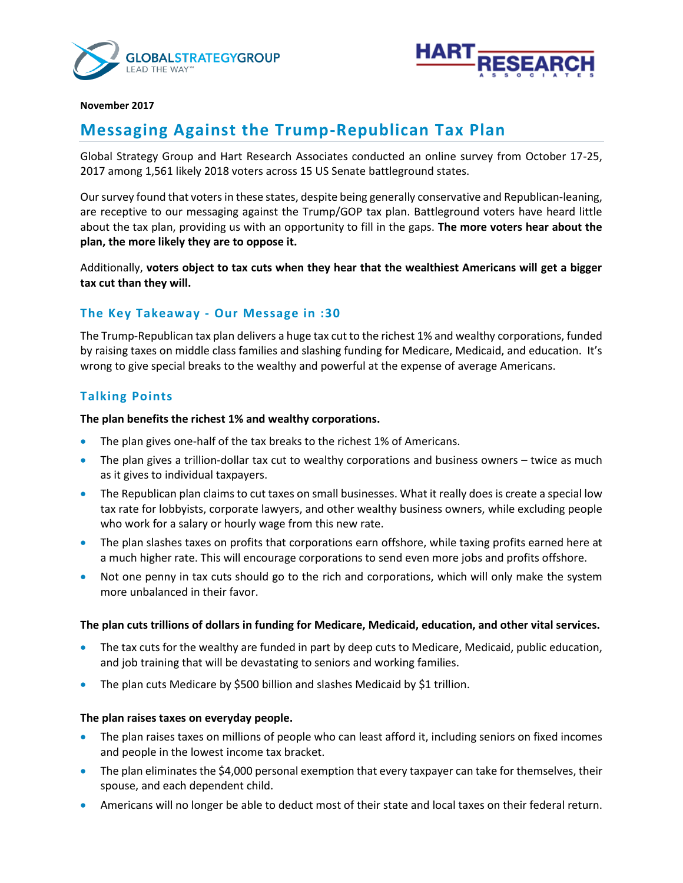November 2017

# Messaging Against the Trump-Republican Tax Plan

Global Strategy Group and Hart Research Associates conducted an online survey from October 17-25, 2017 among 1,561 likely 2018 voters across 15 US Senate battleground states.

Our survey found that voters in these states, despite being generally conservative and Republican-leaning, are receptive to our messaging against the Trump/GOP tax plan. Battleground voters have heard little about the tax plan, providing us with an opportunity to fill in the gaps. **The more voters hear about the plan, the more likely they are to oppose it.**

Additionally, **voters object to tax cuts when they hear that the wealthiest Americans will get a bigger tax cut than they will.**

## The Key Takeaway - Our Message in :30

The Trump-Republican tax plan delivers a huge tax cut to the richest 1% and wealthy corporations, funded by raising taxes on middle class families and slashing funding for Medicare, Medicaid, and education. It's wrong to give special breaks to the wealthy and powerful at the expense of average Americans.

## Talking Points

**The plan benefits the richest 1% and wealthy corporations.**

- The plan gives one-half of the tax breaks to the richest 1% of Americans.
- The plan gives a trillion-dollar tax cut to wealthy corporations and business owners – twice as much as it gives to individual taxpayers.
- The Republican plan claims to cut taxes on small businesses. What it really does is create a special low tax rate for lobbyists, corporate lawyers, and other wealthy business owners, while excluding people who work for a salary or hourly wage from this new rate.
- The plan slashes taxes on profits that corporations earn offshore, while taxing profits earned here at a much higher rate. This will encourage corporations to send even more jobs and profits offshore.
- Not one penny in tax cuts should go to the rich and corporations, which will only make the system more unbalanced in their favor.

**The plan cuts trillions of dollars in funding for Medicare, Medicaid, education, and other vital services.**

- The tax cuts for the wealthy are funded in part by deep cuts to Medicare, Medicaid, public education, and job training that will be devastating to seniors and working families.
- The plan cuts Medicare by $500 billion and slashes Medicaid by $1 trillion.

**The plan raises taxes on everyday people.**

- The plan raises taxes on millions of people who can least afford it, including seniors on fixed incomes and people in the lowest income tax bracket.
- The plan eliminates the $4,000 personal exemption that every taxpayer can take for themselves, their spouse, and each dependent child.
- Americans will no longer be able to deduct most of their state and local taxes on their federal return.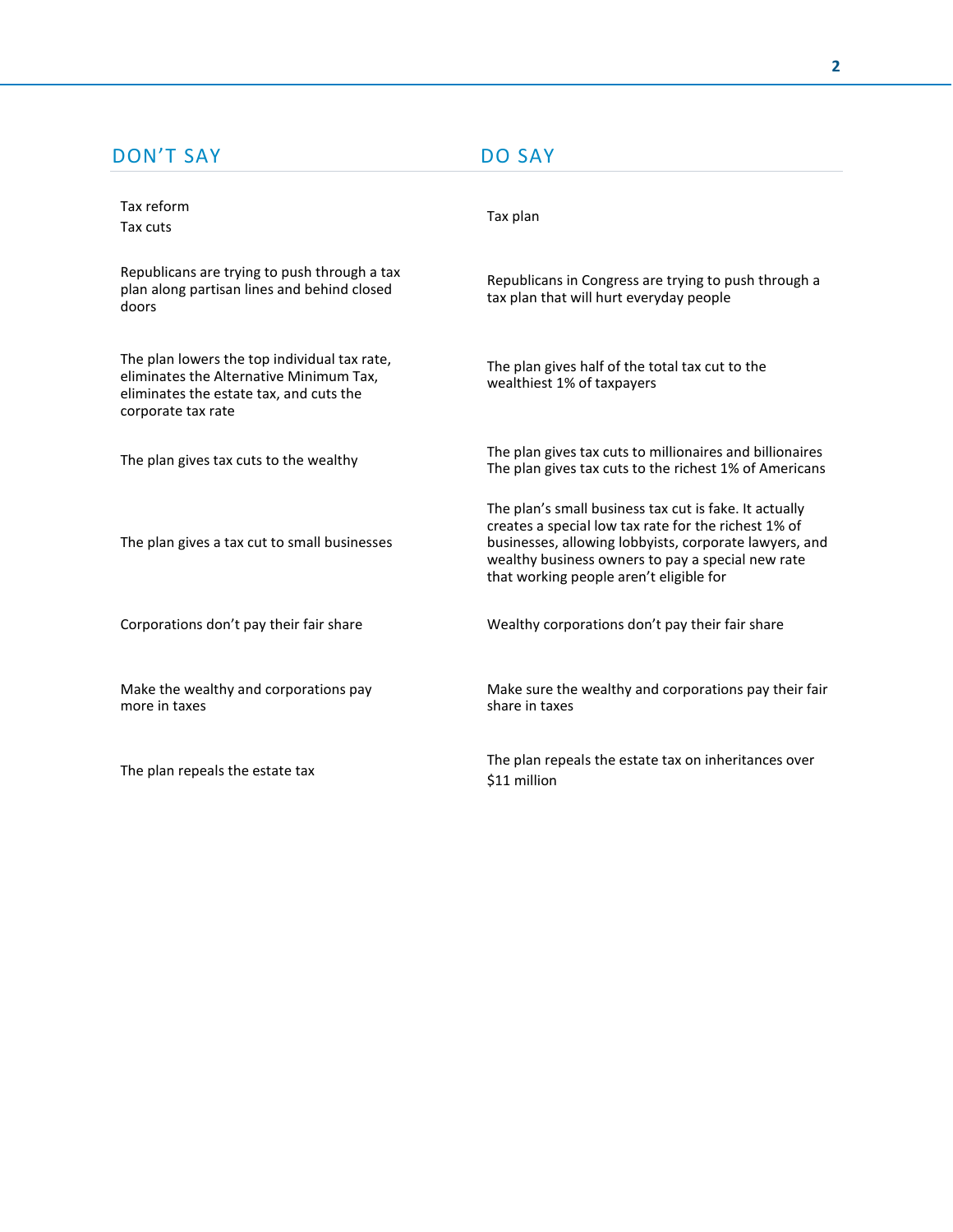| DON'T SAY | DO SAY |
|---|---|
| Tax reform<br>Tax cuts | Tax plan |
| Republicans are trying to push through a tax plan along partisan lines and behind closed doors | Republicans in Congress are trying to push through a tax plan that will hurt everyday people |
| The plan lowers the top individual tax rate, eliminates the Alternative Minimum Tax, eliminates the estate tax, and cuts the corporate tax rate | The plan gives half of the total tax cut to the wealthiest 1% of taxpayers |
| The plan gives tax cuts to the wealthy | The plan gives tax cuts to millionaires and billionaires<br>The plan gives tax cuts to the richest 1% of Americans |
| The plan gives a tax cut to small businesses | The plan's small business tax cut is fake. It actually creates a special low tax rate for the richest 1% of businesses, allowing lobbyists, corporate lawyers, and wealthy business owners to pay a special new rate that working people aren't eligible for |
| Corporations don't pay their fair share | Wealthy corporations don't pay their fair share |
| Make the wealthy and corporations pay more in taxes | Make sure the wealthy and corporations pay their fair share in taxes |
| The plan repeals the estate tax | The plan repeals the estate tax on inheritances over $11 million |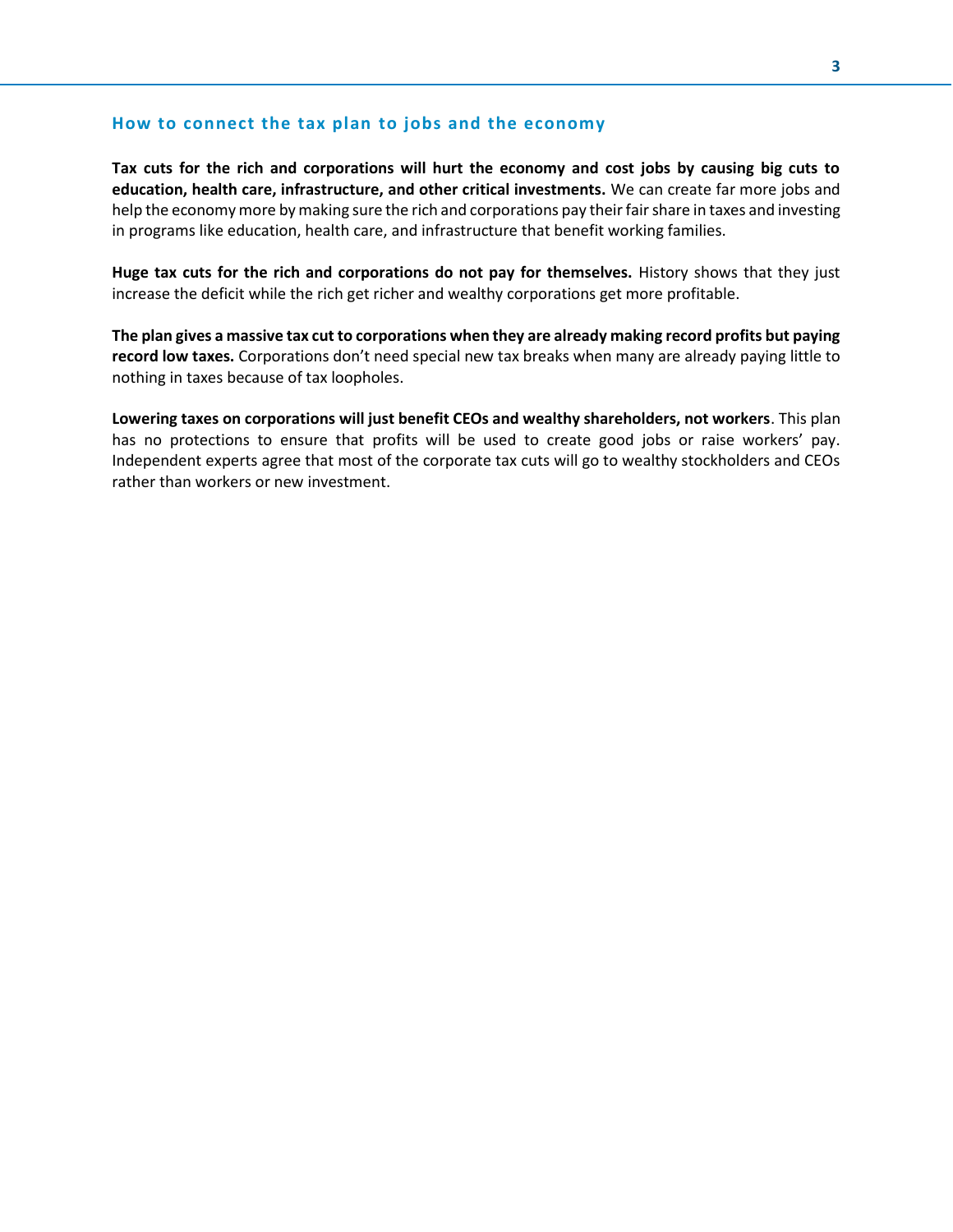## How to connect the tax plan to jobs and the economy

**Tax cuts for the rich and corporations will hurt the economy and cost jobs by causing big cuts to education, health care, infrastructure, and other critical investments.** We can create far more jobs and help the economy more by making sure the rich and corporations pay their fair share in taxes and investing in programs like education, health care, and infrastructure that benefit working families.

**Huge tax cuts for the rich and corporations do not pay for themselves.** History shows that they just increase the deficit while the rich get richer and wealthy corporations get more profitable.

**The plan gives a massive tax cut to corporations when they are already making record profits but paying record low taxes.** Corporations don't need special new tax breaks when many are already paying little to nothing in taxes because of tax loopholes.

**Lowering taxes on corporations will just benefit CEOs and wealthy shareholders, not workers**. This plan has no protections to ensure that profits will be used to create good jobs or raise workers' pay. Independent experts agree that most of the corporate tax cuts will go to wealthy stockholders and CEOs rather than workers or new investment.